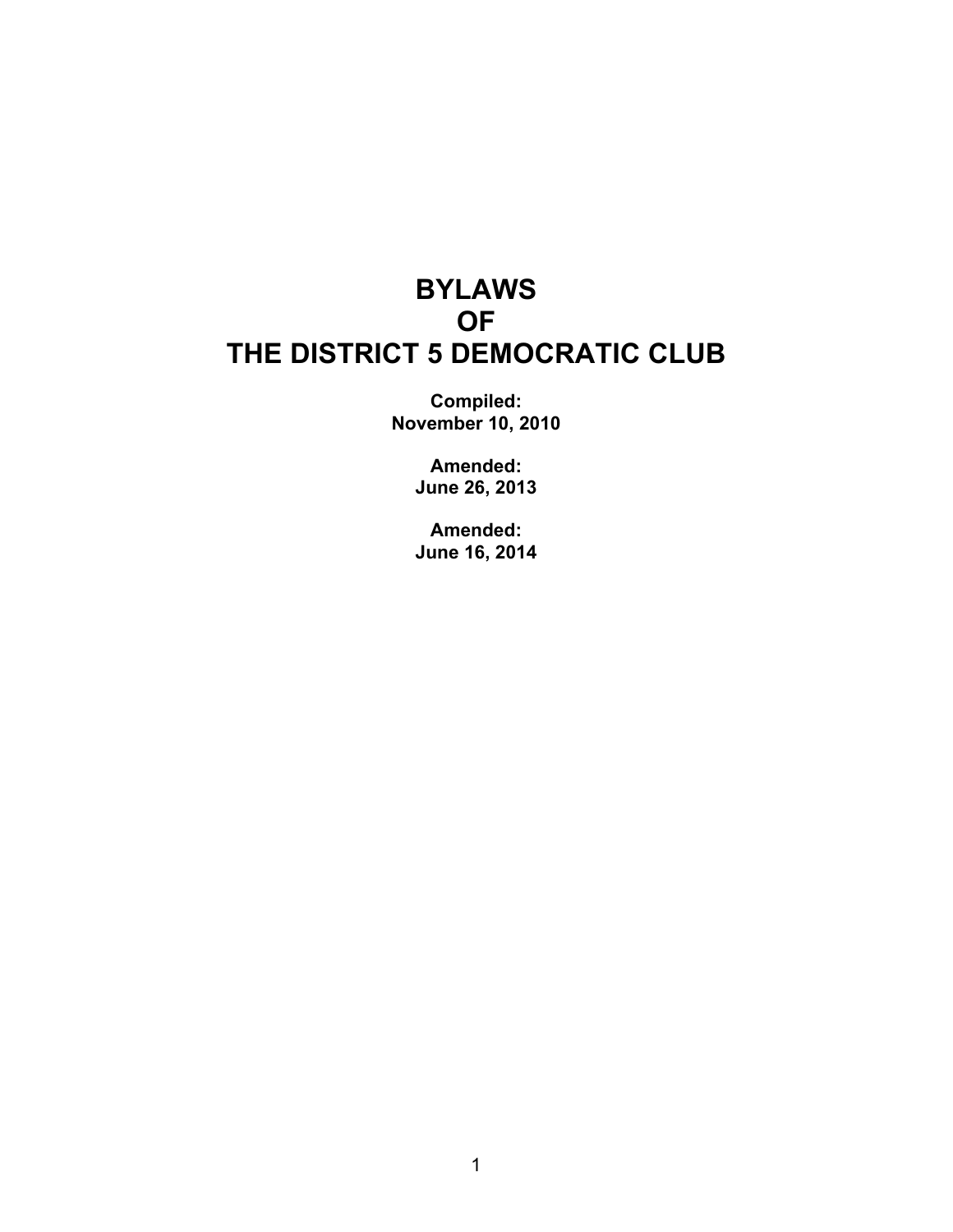# BYLAWS
# OF
# THE DISTRICT 5 DEMOCRATIC CLUB

**Compiled:**
**November 10, 2010**

**Amended:**
**June 26, 2013**

**Amended:**
**June 16, 2014**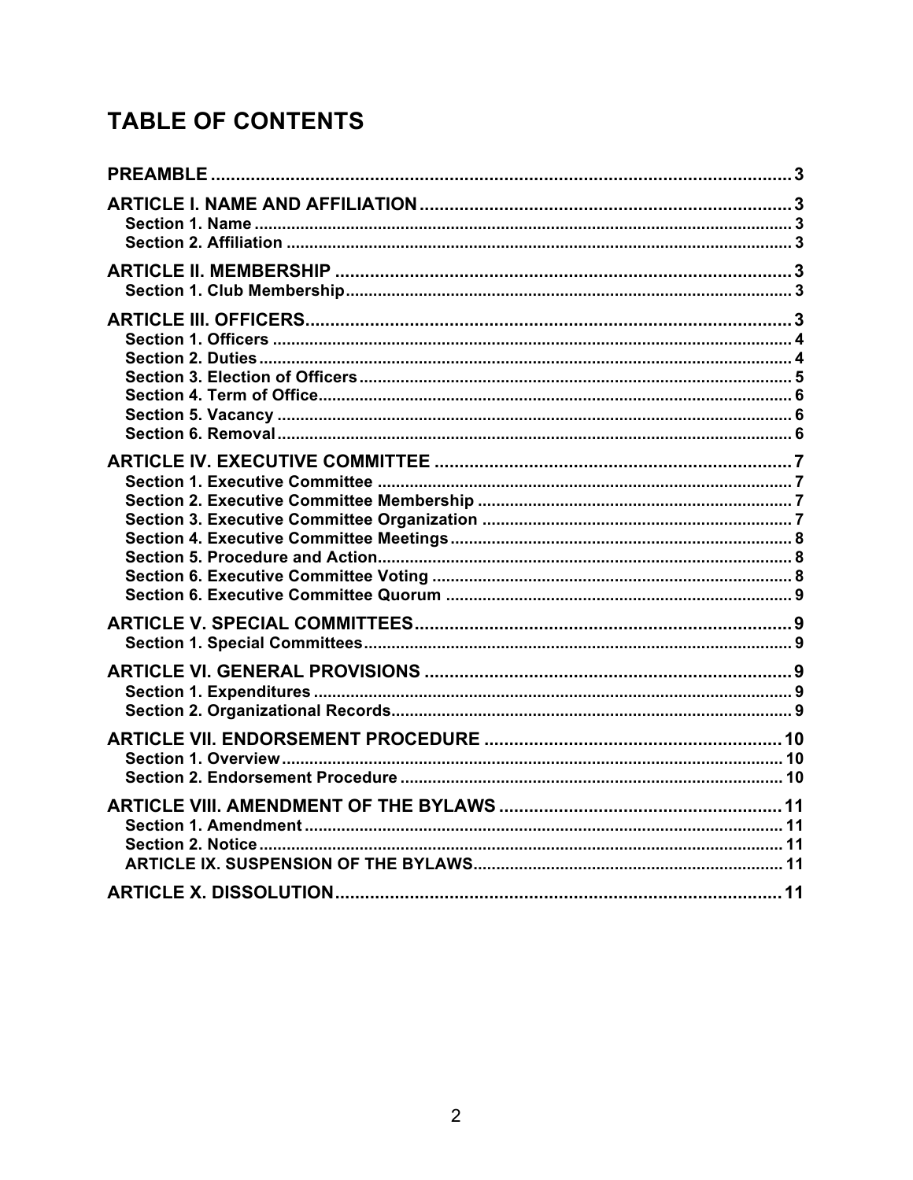## TABLE OF CONTENTS

**PREAMBLE** .................................................................................................... 3

**ARTICLE I. NAME AND AFFILIATION** ........................................................................... 3
- **Section 1. Name** .................................................................................................... 3
- **Section 2. Affiliation** ............................................................................................. 3

**ARTICLE II. MEMBERSHIP** ............................................................................................ 3
- **Section 1. Club Membership** ................................................................................... 3

**ARTICLE III. OFFICERS** .................................................................................................. 3
- **Section 1. Officers** .................................................................................................. 4
- **Section 2. Duties** ..................................................................................................... 4
- **Section 3. Election of Officers** ............................................................................... 5
- **Section 4. Term of Office** ......................................................................................... 6
- **Section 5. Vacancy** .................................................................................................. 6
- **Section 6. Removal** .................................................................................................. 6

**ARTICLE IV. EXECUTIVE COMMITTEE** ....................................................................... 7
- **Section 1. Executive Committee** ............................................................................ 7
- **Section 2. Executive Committee Membership** ........................................................ 7
- **Section 3. Executive Committee Organization** ....................................................... 7
- **Section 4. Executive Committee Meetings** ............................................................. 8
- **Section 5. Procedure and Action** ............................................................................ 8
- **Section 6. Executive Committee Voting** .................................................................. 8
- **Section 6. Executive Committee Quorum** ............................................................... 9

**ARTICLE V. SPECIAL COMMITTEES** ............................................................................ 9
- **Section 1. Special Committees** ............................................................................... 9

**ARTICLE VI. GENERAL PROVISIONS** .......................................................................... 9
- **Section 1. Expenditures** ......................................................................................... 9
- **Section 2. Organizational Records** ......................................................................... 9

**ARTICLE VII. ENDORSEMENT PROCEDURE** ............................................................. 10
- **Section 1. Overview** .............................................................................................. 10
- **Section 2. Endorsement Procedure** ....................................................................... 10

**ARTICLE VIII. AMENDMENT OF THE BYLAWS** ........................................................... 11
- **Section 1. Amendment** .......................................................................................... 11
- **Section 2. Notice** ................................................................................................... 11
- **ARTICLE IX. SUSPENSION OF THE BYLAWS** ........................................................ 11

**ARTICLE X. DISSOLUTION** .......................................................................................... 11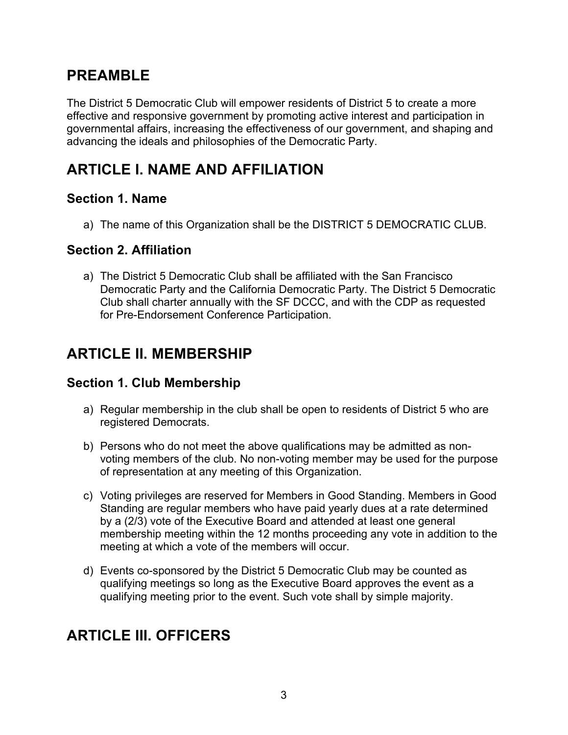## PREAMBLE

The District 5 Democratic Club will empower residents of District 5 to create a more effective and responsive government by promoting active interest and participation in governmental affairs, increasing the effectiveness of our government, and shaping and advancing the ideals and philosophies of the Democratic Party.

## ARTICLE I. NAME AND AFFILIATION

### Section 1. Name

a) The name of this Organization shall be the DISTRICT 5 DEMOCRATIC CLUB.

### Section 2. Affiliation

a) The District 5 Democratic Club shall be affiliated with the San Francisco Democratic Party and the California Democratic Party. The District 5 Democratic Club shall charter annually with the SF DCCC, and with the CDP as requested for Pre-Endorsement Conference Participation.

## ARTICLE II. MEMBERSHIP

### Section 1. Club Membership

a) Regular membership in the club shall be open to residents of District 5 who are registered Democrats.

b) Persons who do not meet the above qualifications may be admitted as non-voting members of the club. No non-voting member may be used for the purpose of representation at any meeting of this Organization.

c) Voting privileges are reserved for Members in Good Standing. Members in Good Standing are regular members who have paid yearly dues at a rate determined by a (2/3) vote of the Executive Board and attended at least one general membership meeting within the 12 months proceeding any vote in addition to the meeting at which a vote of the members will occur.

d) Events co-sponsored by the District 5 Democratic Club may be counted as qualifying meetings so long as the Executive Board approves the event as a qualifying meeting prior to the event. Such vote shall by simple majority.

## ARTICLE III. OFFICERS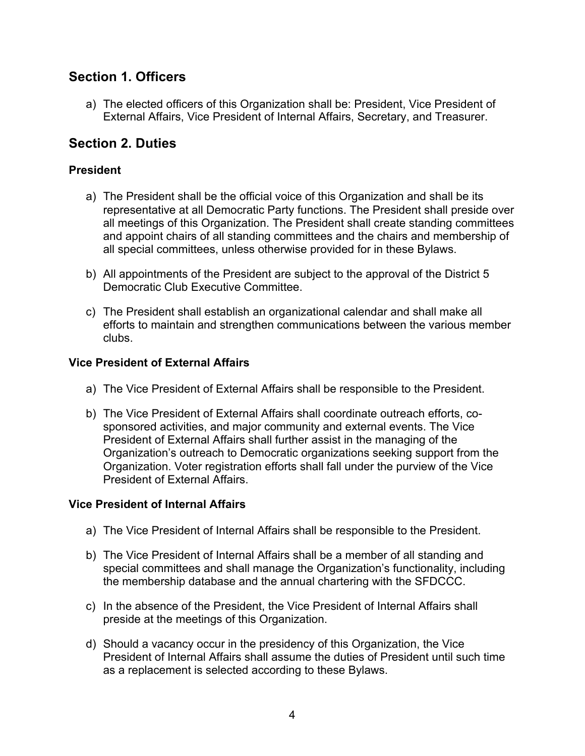## Section 1. Officers

a) The elected officers of this Organization shall be: President, Vice President of External Affairs, Vice President of Internal Affairs, Secretary, and Treasurer.

## Section 2. Duties

### President

a) The President shall be the official voice of this Organization and shall be its representative at all Democratic Party functions. The President shall preside over all meetings of this Organization. The President shall create standing committees and appoint chairs of all standing committees and the chairs and membership of all special committees, unless otherwise provided for in these Bylaws.

b) All appointments of the President are subject to the approval of the District 5 Democratic Club Executive Committee.

c) The President shall establish an organizational calendar and shall make all efforts to maintain and strengthen communications between the various member clubs.

### Vice President of External Affairs

a) The Vice President of External Affairs shall be responsible to the President.

b) The Vice President of External Affairs shall coordinate outreach efforts, co-sponsored activities, and major community and external events. The Vice President of External Affairs shall further assist in the managing of the Organization's outreach to Democratic organizations seeking support from the Organization. Voter registration efforts shall fall under the purview of the Vice President of External Affairs.

### Vice President of Internal Affairs

a) The Vice President of Internal Affairs shall be responsible to the President.

b) The Vice President of Internal Affairs shall be a member of all standing and special committees and shall manage the Organization's functionality, including the membership database and the annual chartering with the SFDCCC.

c) In the absence of the President, the Vice President of Internal Affairs shall preside at the meetings of this Organization.

d) Should a vacancy occur in the presidency of this Organization, the Vice President of Internal Affairs shall assume the duties of President until such time as a replacement is selected according to these Bylaws.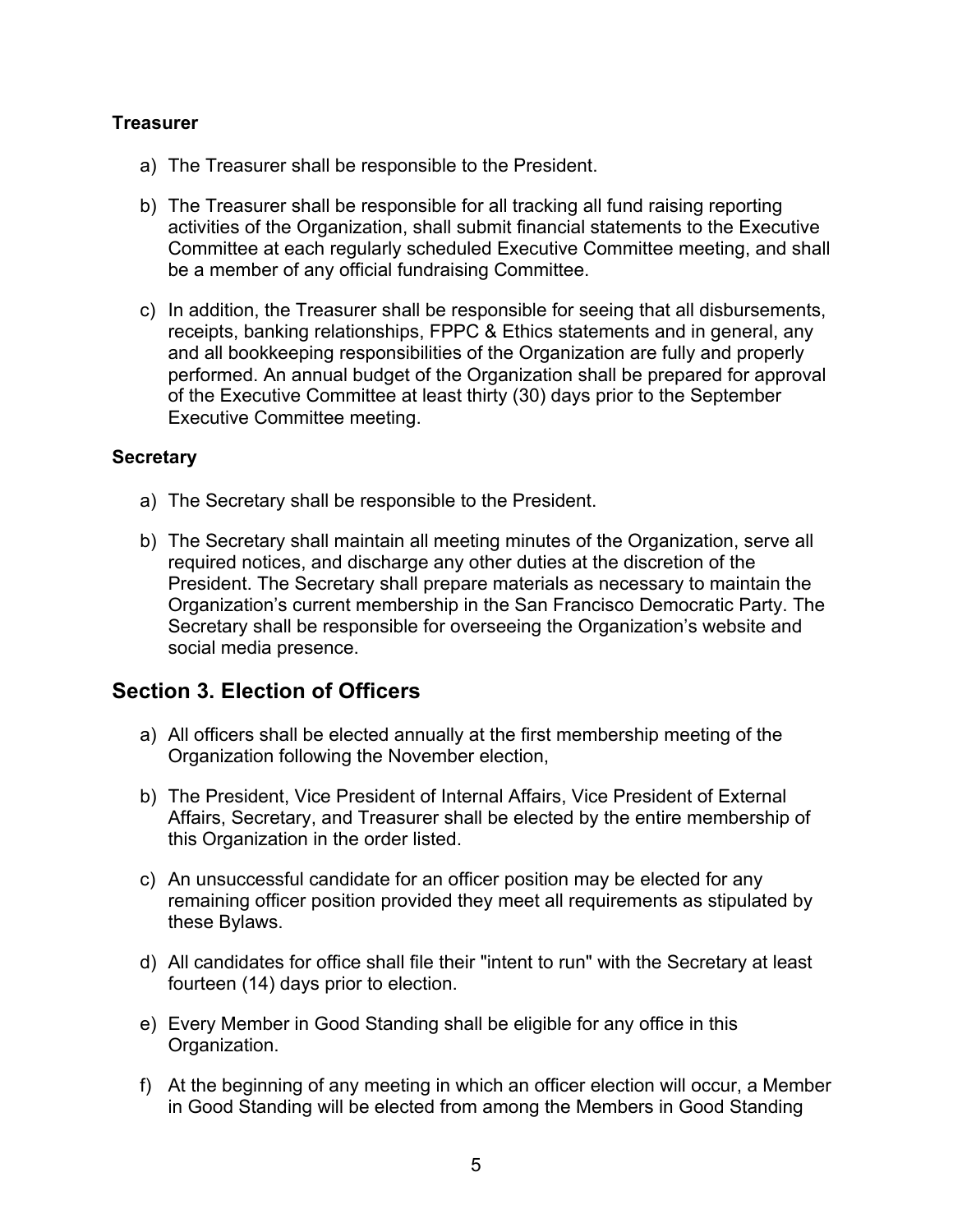**Treasurer**

a) The Treasurer shall be responsible to the President.

b) The Treasurer shall be responsible for all tracking all fund raising reporting activities of the Organization, shall submit financial statements to the Executive Committee at each regularly scheduled Executive Committee meeting, and shall be a member of any official fundraising Committee.

c) In addition, the Treasurer shall be responsible for seeing that all disbursements, receipts, banking relationships, FPPC & Ethics statements and in general, any and all bookkeeping responsibilities of the Organization are fully and properly performed. An annual budget of the Organization shall be prepared for approval of the Executive Committee at least thirty (30) days prior to the September Executive Committee meeting.

**Secretary**

a) The Secretary shall be responsible to the President.

b) The Secretary shall maintain all meeting minutes of the Organization, serve all required notices, and discharge any other duties at the discretion of the President. The Secretary shall prepare materials as necessary to maintain the Organization's current membership in the San Francisco Democratic Party. The Secretary shall be responsible for overseeing the Organization's website and social media presence.

## Section 3. Election of Officers

a) All officers shall be elected annually at the first membership meeting of the Organization following the November election,

b) The President, Vice President of Internal Affairs, Vice President of External Affairs, Secretary, and Treasurer shall be elected by the entire membership of this Organization in the order listed.

c) An unsuccessful candidate for an officer position may be elected for any remaining officer position provided they meet all requirements as stipulated by these Bylaws.

d) All candidates for office shall file their "intent to run" with the Secretary at least fourteen (14) days prior to election.

e) Every Member in Good Standing shall be eligible for any office in this Organization.

f) At the beginning of any meeting in which an officer election will occur, a Member in Good Standing will be elected from among the Members in Good Standing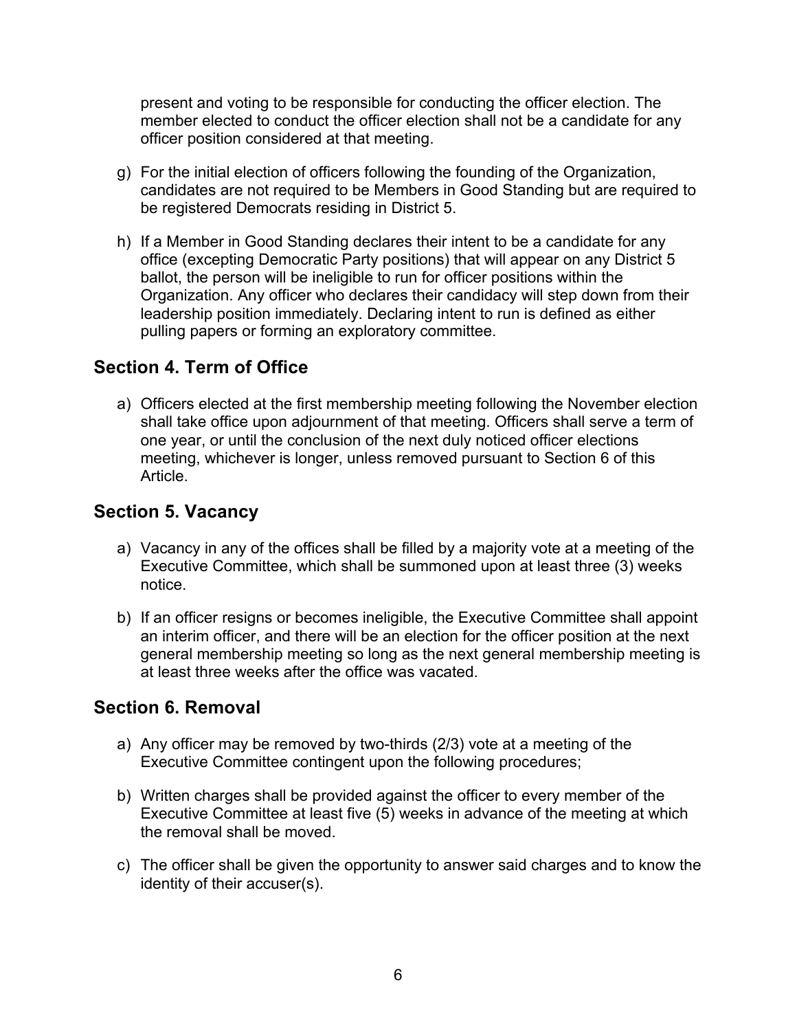present and voting to be responsible for conducting the officer election. The member elected to conduct the officer election shall not be a candidate for any officer position considered at that meeting.

g) For the initial election of officers following the founding of the Organization, candidates are not required to be Members in Good Standing but are required to be registered Democrats residing in District 5.

h) If a Member in Good Standing declares their intent to be a candidate for any office (excepting Democratic Party positions) that will appear on any District 5 ballot, the person will be ineligible to run for officer positions within the Organization. Any officer who declares their candidacy will step down from their leadership position immediately. Declaring intent to run is defined as either pulling papers or forming an exploratory committee.

## Section 4. Term of Office

a) Officers elected at the first membership meeting following the November election shall take office upon adjournment of that meeting. Officers shall serve a term of one year, or until the conclusion of the next duly noticed officer elections meeting, whichever is longer, unless removed pursuant to Section 6 of this Article.

## Section 5. Vacancy

a) Vacancy in any of the offices shall be filled by a majority vote at a meeting of the Executive Committee, which shall be summoned upon at least three (3) weeks notice.

b) If an officer resigns or becomes ineligible, the Executive Committee shall appoint an interim officer, and there will be an election for the officer position at the next general membership meeting so long as the next general membership meeting is at least three weeks after the office was vacated.

## Section 6. Removal

a) Any officer may be removed by two-thirds (2/3) vote at a meeting of the Executive Committee contingent upon the following procedures;

b) Written charges shall be provided against the officer to every member of the Executive Committee at least five (5) weeks in advance of the meeting at which the removal shall be moved.

c) The officer shall be given the opportunity to answer said charges and to know the identity of their accuser(s).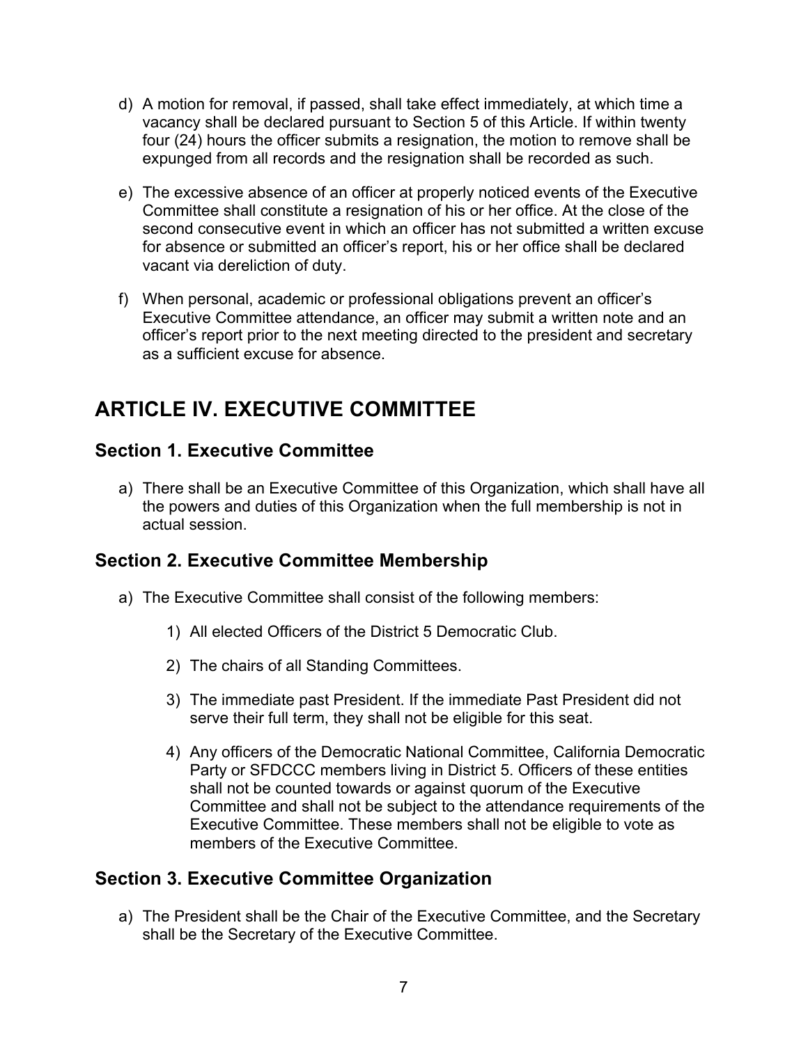d) A motion for removal, if passed, shall take effect immediately, at which time a vacancy shall be declared pursuant to Section 5 of this Article. If within twenty four (24) hours the officer submits a resignation, the motion to remove shall be expunged from all records and the resignation shall be recorded as such.

e) The excessive absence of an officer at properly noticed events of the Executive Committee shall constitute a resignation of his or her office. At the close of the second consecutive event in which an officer has not submitted a written excuse for absence or submitted an officer's report, his or her office shall be declared vacant via dereliction of duty.

f) When personal, academic or professional obligations prevent an officer's Executive Committee attendance, an officer may submit a written note and an officer's report prior to the next meeting directed to the president and secretary as a sufficient excuse for absence.

# ARTICLE IV. EXECUTIVE COMMITTEE

## Section 1. Executive Committee

a) There shall be an Executive Committee of this Organization, which shall have all the powers and duties of this Organization when the full membership is not in actual session.

## Section 2. Executive Committee Membership

a) The Executive Committee shall consist of the following members:

1) All elected Officers of the District 5 Democratic Club.

2) The chairs of all Standing Committees.

3) The immediate past President. If the immediate Past President did not serve their full term, they shall not be eligible for this seat.

4) Any officers of the Democratic National Committee, California Democratic Party or SFDCCC members living in District 5. Officers of these entities shall not be counted towards or against quorum of the Executive Committee and shall not be subject to the attendance requirements of the Executive Committee. These members shall not be eligible to vote as members of the Executive Committee.

## Section 3. Executive Committee Organization

a) The President shall be the Chair of the Executive Committee, and the Secretary shall be the Secretary of the Executive Committee.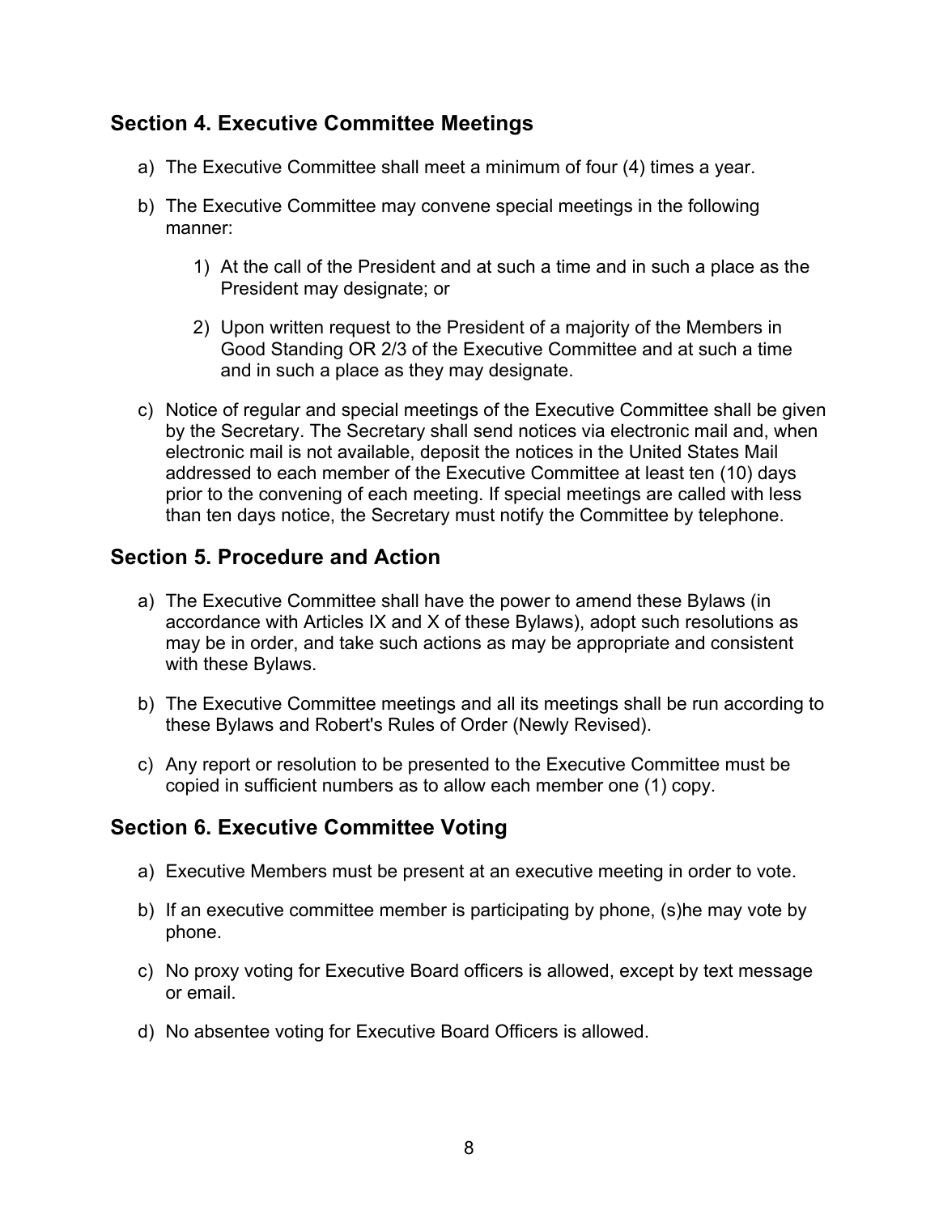## Section 4. Executive Committee Meetings

a) The Executive Committee shall meet a minimum of four (4) times a year.

b) The Executive Committee may convene special meetings in the following manner:

   1) At the call of the President and at such a time and in such a place as the President may designate; or

   2) Upon written request to the President of a majority of the Members in Good Standing OR 2/3 of the Executive Committee and at such a time and in such a place as they may designate.

c) Notice of regular and special meetings of the Executive Committee shall be given by the Secretary. The Secretary shall send notices via electronic mail and, when electronic mail is not available, deposit the notices in the United States Mail addressed to each member of the Executive Committee at least ten (10) days prior to the convening of each meeting. If special meetings are called with less than ten days notice, the Secretary must notify the Committee by telephone.

## Section 5. Procedure and Action

a) The Executive Committee shall have the power to amend these Bylaws (in accordance with Articles IX and X of these Bylaws), adopt such resolutions as may be in order, and take such actions as may be appropriate and consistent with these Bylaws.

b) The Executive Committee meetings and all its meetings shall be run according to these Bylaws and Robert's Rules of Order (Newly Revised).

c) Any report or resolution to be presented to the Executive Committee must be copied in sufficient numbers as to allow each member one (1) copy.

## Section 6. Executive Committee Voting

a) Executive Members must be present at an executive meeting in order to vote.

b) If an executive committee member is participating by phone, (s)he may vote by phone.

c) No proxy voting for Executive Board officers is allowed, except by text message or email.

d) No absentee voting for Executive Board Officers is allowed.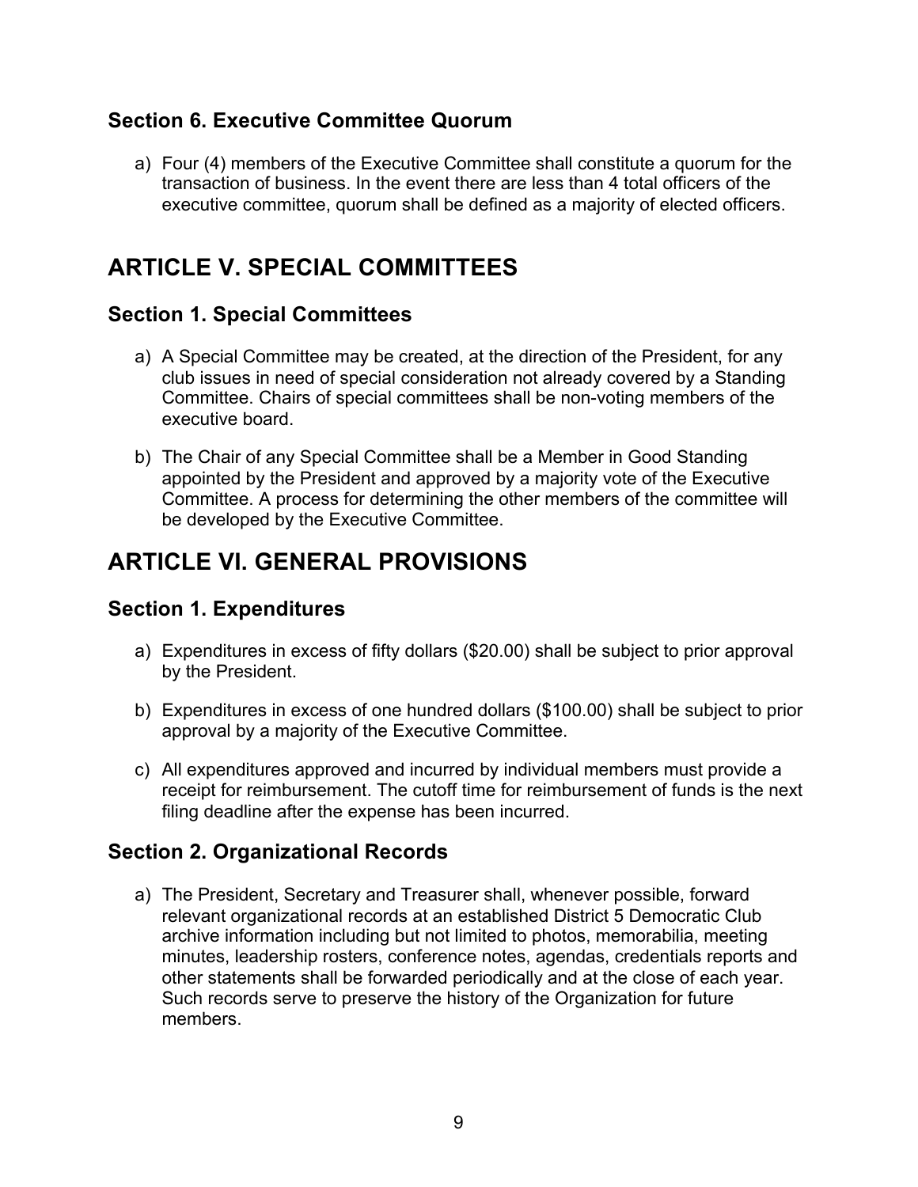### Section 6. Executive Committee Quorum

a) Four (4) members of the Executive Committee shall constitute a quorum for the transaction of business. In the event there are less than 4 total officers of the executive committee, quorum shall be defined as a majority of elected officers.

## ARTICLE V. SPECIAL COMMITTEES

### Section 1. Special Committees

a) A Special Committee may be created, at the direction of the President, for any club issues in need of special consideration not already covered by a Standing Committee. Chairs of special committees shall be non-voting members of the executive board.

b) The Chair of any Special Committee shall be a Member in Good Standing appointed by the President and approved by a majority vote of the Executive Committee. A process for determining the other members of the committee will be developed by the Executive Committee.

## ARTICLE VI. GENERAL PROVISIONS

### Section 1. Expenditures

a) Expenditures in excess of fifty dollars ($20.00) shall be subject to prior approval by the President.

b) Expenditures in excess of one hundred dollars ($100.00) shall be subject to prior approval by a majority of the Executive Committee.

c) All expenditures approved and incurred by individual members must provide a receipt for reimbursement. The cutoff time for reimbursement of funds is the next filing deadline after the expense has been incurred.

### Section 2. Organizational Records

a) The President, Secretary and Treasurer shall, whenever possible, forward relevant organizational records at an established District 5 Democratic Club archive information including but not limited to photos, memorabilia, meeting minutes, leadership rosters, conference notes, agendas, credentials reports and other statements shall be forwarded periodically and at the close of each year. Such records serve to preserve the history of the Organization for future members.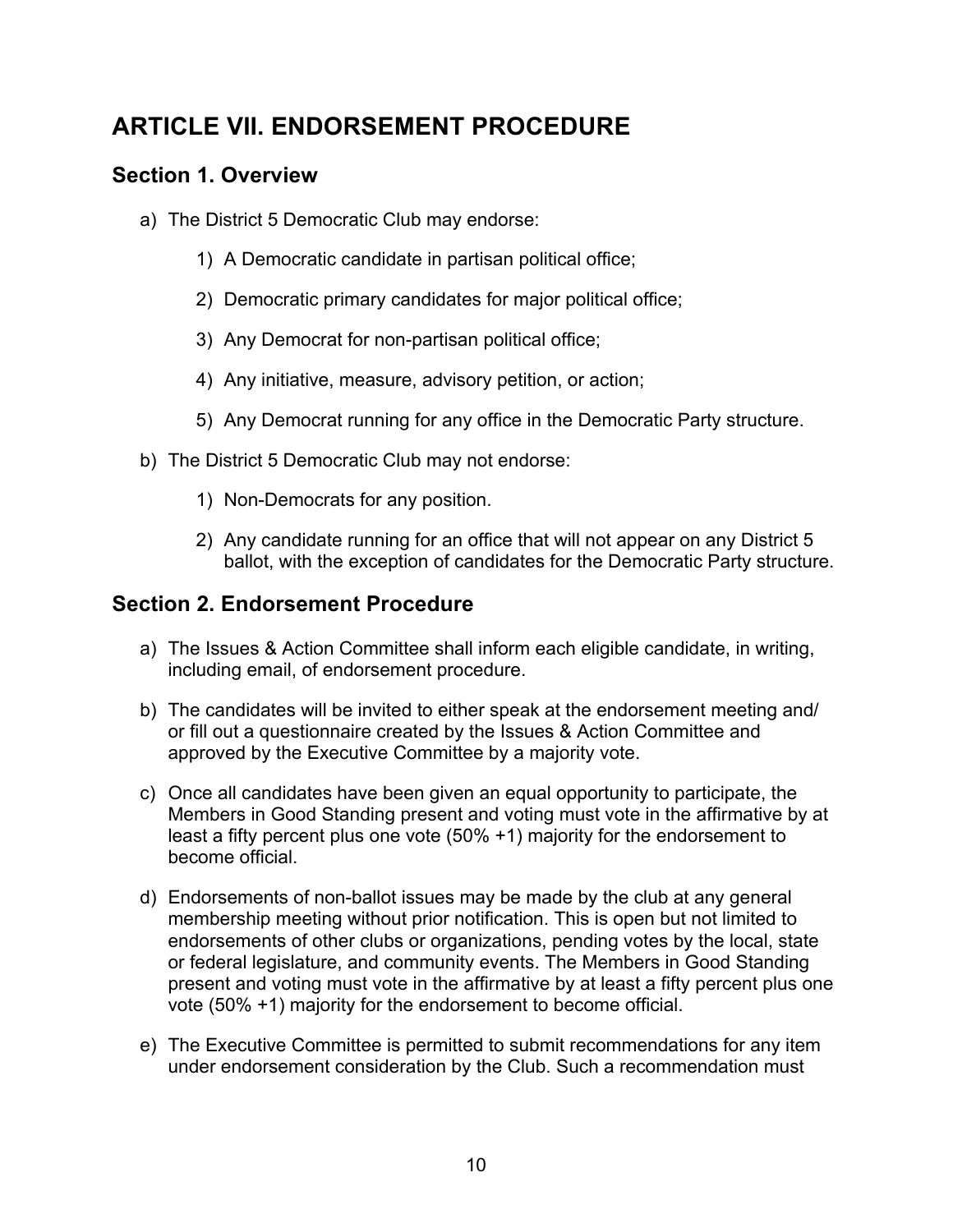## ARTICLE VII. ENDORSEMENT PROCEDURE

### Section 1. Overview

a) The District 5 Democratic Club may endorse:

   1) A Democratic candidate in partisan political office;

   2) Democratic primary candidates for major political office;

   3) Any Democrat for non-partisan political office;

   4) Any initiative, measure, advisory petition, or action;

   5) Any Democrat running for any office in the Democratic Party structure.

b) The District 5 Democratic Club may not endorse:

   1) Non-Democrats for any position.

   2) Any candidate running for an office that will not appear on any District 5 ballot, with the exception of candidates for the Democratic Party structure.

### Section 2. Endorsement Procedure

a) The Issues & Action Committee shall inform each eligible candidate, in writing, including email, of endorsement procedure.

b) The candidates will be invited to either speak at the endorsement meeting and/ or fill out a questionnaire created by the Issues & Action Committee and approved by the Executive Committee by a majority vote.

c) Once all candidates have been given an equal opportunity to participate, the Members in Good Standing present and voting must vote in the affirmative by at least a fifty percent plus one vote (50% +1) majority for the endorsement to become official.

d) Endorsements of non-ballot issues may be made by the club at any general membership meeting without prior notification. This is open but not limited to endorsements of other clubs or organizations, pending votes by the local, state or federal legislature, and community events. The Members in Good Standing present and voting must vote in the affirmative by at least a fifty percent plus one vote (50% +1) majority for the endorsement to become official.

e) The Executive Committee is permitted to submit recommendations for any item under endorsement consideration by the Club. Such a recommendation must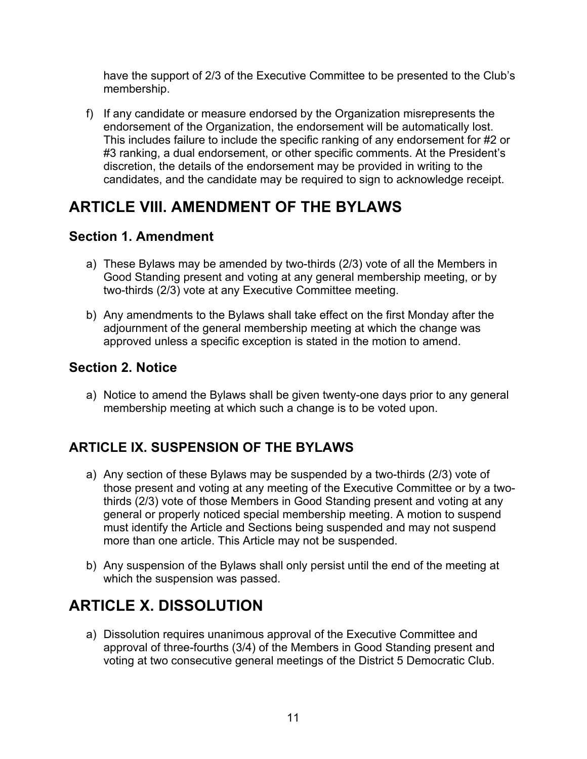have the support of 2/3 of the Executive Committee to be presented to the Club's membership.

f) If any candidate or measure endorsed by the Organization misrepresents the endorsement of the Organization, the endorsement will be automatically lost. This includes failure to include the specific ranking of any endorsement for #2 or #3 ranking, a dual endorsement, or other specific comments. At the President's discretion, the details of the endorsement may be provided in writing to the candidates, and the candidate may be required to sign to acknowledge receipt.

# ARTICLE VIII. AMENDMENT OF THE BYLAWS

## Section 1. Amendment

a) These Bylaws may be amended by two-thirds (2/3) vote of all the Members in Good Standing present and voting at any general membership meeting, or by two-thirds (2/3) vote at any Executive Committee meeting.

b) Any amendments to the Bylaws shall take effect on the first Monday after the adjournment of the general membership meeting at which the change was approved unless a specific exception is stated in the motion to amend.

## Section 2. Notice

a) Notice to amend the Bylaws shall be given twenty-one days prior to any general membership meeting at which such a change is to be voted upon.

## ARTICLE IX. SUSPENSION OF THE BYLAWS

a) Any section of these Bylaws may be suspended by a two-thirds (2/3) vote of those present and voting at any meeting of the Executive Committee or by a two-thirds (2/3) vote of those Members in Good Standing present and voting at any general or properly noticed special membership meeting. A motion to suspend must identify the Article and Sections being suspended and may not suspend more than one article. This Article may not be suspended.

b) Any suspension of the Bylaws shall only persist until the end of the meeting at which the suspension was passed.

# ARTICLE X. DISSOLUTION

a) Dissolution requires unanimous approval of the Executive Committee and approval of three-fourths (3/4) of the Members in Good Standing present and voting at two consecutive general meetings of the District 5 Democratic Club.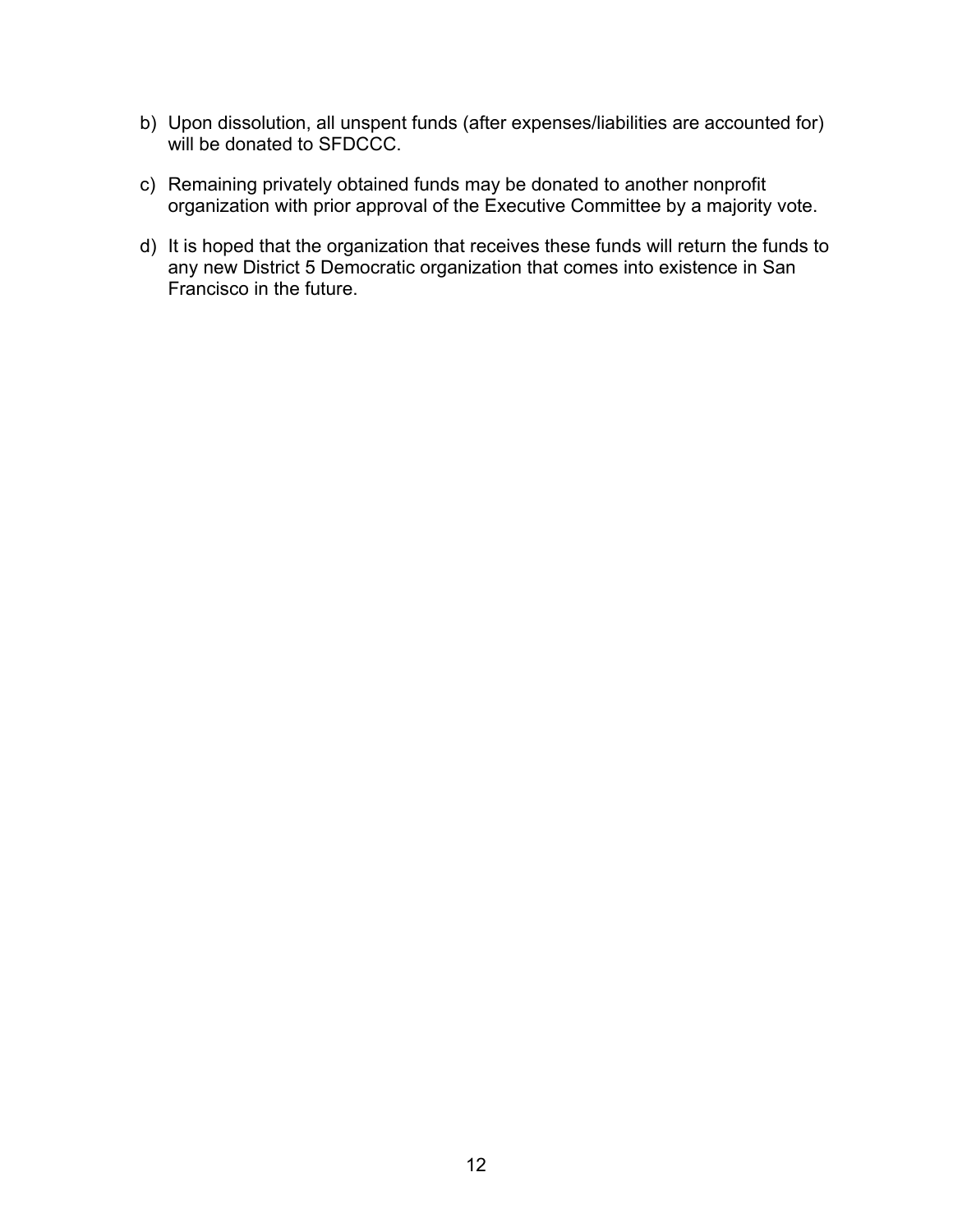b) Upon dissolution, all unspent funds (after expenses/liabilities are accounted for) will be donated to SFDCCC.

c) Remaining privately obtained funds may be donated to another nonprofit organization with prior approval of the Executive Committee by a majority vote.

d) It is hoped that the organization that receives these funds will return the funds to any new District 5 Democratic organization that comes into existence in San Francisco in the future.